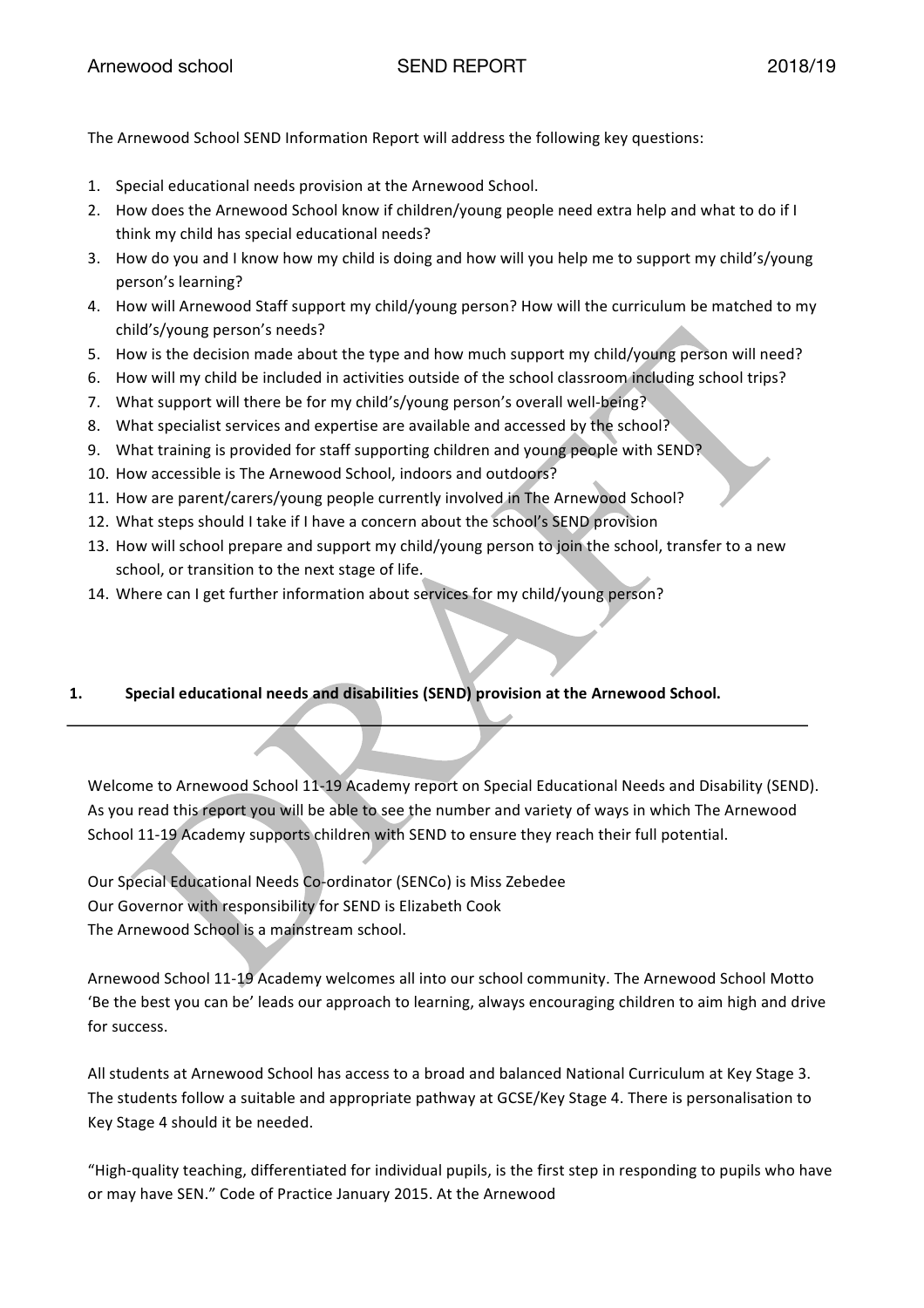The Arnewood School SEND Information Report will address the following key questions:

1. Special educational needs provision at the Arnewood School.
2. How does the Arnewood School know if children/young people need extra help and what to do if I think my child has special educational needs?
3. How do you and I know how my child is doing and how will you help me to support my child's/young person's learning?
4. How will Arnewood Staff support my child/young person? How will the curriculum be matched to my child's/young person's needs?
5. How is the decision made about the type and how much support my child/young person will need?
6. How will my child be included in activities outside of the school classroom including school trips?
7. What support will there be for my child's/young person's overall well-being?
8. What specialist services and expertise are available and accessed by the school?
9. What training is provided for staff supporting children and young people with SEND?
10. How accessible is The Arnewood School, indoors and outdoors?
11. How are parent/carers/young people currently involved in The Arnewood School?
12. What steps should I take if I have a concern about the school's SEND provision
13. How will school prepare and support my child/young person to join the school, transfer to a new school, or transition to the next stage of life.
14. Where can I get further information about services for my child/young person?

## 1. Special educational needs and disabilities (SEND) provision at the Arnewood School.

Welcome to Arnewood School 11-19 Academy report on Special Educational Needs and Disability (SEND). As you read this report you will be able to see the number and variety of ways in which The Arnewood School 11-19 Academy supports children with SEND to ensure they reach their full potential.

Our Special Educational Needs Co-ordinator (SENCo) is Miss Zebedee
Our Governor with responsibility for SEND is Elizabeth Cook
The Arnewood School is a mainstream school.

Arnewood School 11-19 Academy welcomes all into our school community. The Arnewood School Motto 'Be the best you can be' leads our approach to learning, always encouraging children to aim high and drive for success.

All students at Arnewood School has access to a broad and balanced National Curriculum at Key Stage 3. The students follow a suitable and appropriate pathway at GCSE/Key Stage 4. There is personalisation to Key Stage 4 should it be needed.

"High-quality teaching, differentiated for individual pupils, is the first step in responding to pupils who have or may have SEN." Code of Practice January 2015. At the Arnewood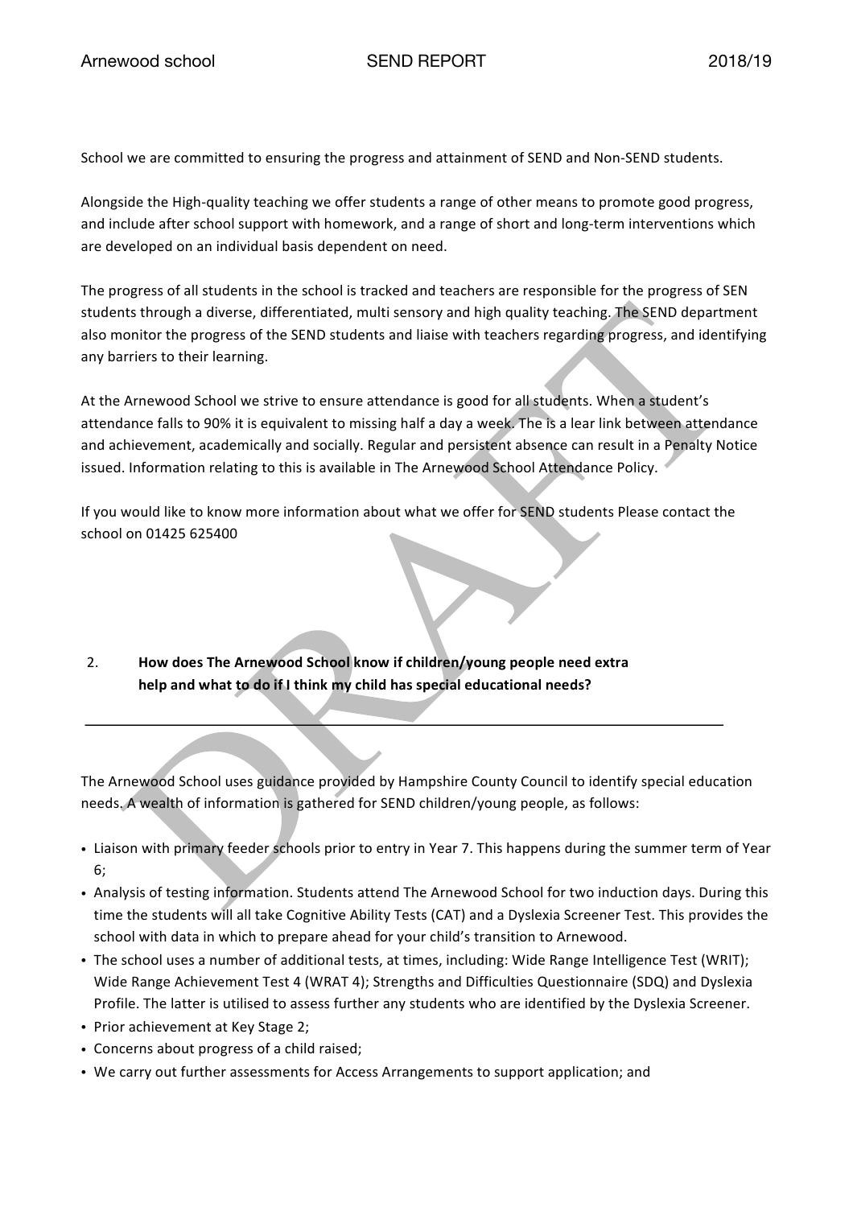School we are committed to ensuring the progress and attainment of SEND and Non-SEND students.

Alongside the High-quality teaching we offer students a range of other means to promote good progress, and include after school support with homework, and a range of short and long-term interventions which are developed on an individual basis dependent on need.

The progress of all students in the school is tracked and teachers are responsible for the progress of SEN students through a diverse, differentiated, multi sensory and high quality teaching. The SEND department also monitor the progress of the SEND students and liaise with teachers regarding progress, and identifying any barriers to their learning.

At the Arnewood School we strive to ensure attendance is good for all students. When a student's attendance falls to 90% it is equivalent to missing half a day a week. The is a lear link between attendance and achievement, academically and socially. Regular and persistent absence can result in a Penalty Notice issued. Information relating to this is available in The Arnewood School Attendance Policy.

If you would like to know more information about what we offer for SEND students Please contact the school on 01425 625400

## 2. How does The Arnewood School know if children/young people need extra help and what to do if I think my child has special educational needs?

The Arnewood School uses guidance provided by Hampshire County Council to identify special education needs. A wealth of information is gathered for SEND children/young people, as follows:

- Liaison with primary feeder schools prior to entry in Year 7. This happens during the summer term of Year 6;
- Analysis of testing information. Students attend The Arnewood School for two induction days. During this time the students will all take Cognitive Ability Tests (CAT) and a Dyslexia Screener Test. This provides the school with data in which to prepare ahead for your child's transition to Arnewood.
- The school uses a number of additional tests, at times, including: Wide Range Intelligence Test (WRIT); Wide Range Achievement Test 4 (WRAT 4); Strengths and Difficulties Questionnaire (SDQ) and Dyslexia Profile. The latter is utilised to assess further any students who are identified by the Dyslexia Screener.
- Prior achievement at Key Stage 2;
- Concerns about progress of a child raised;
- We carry out further assessments for Access Arrangements to support application; and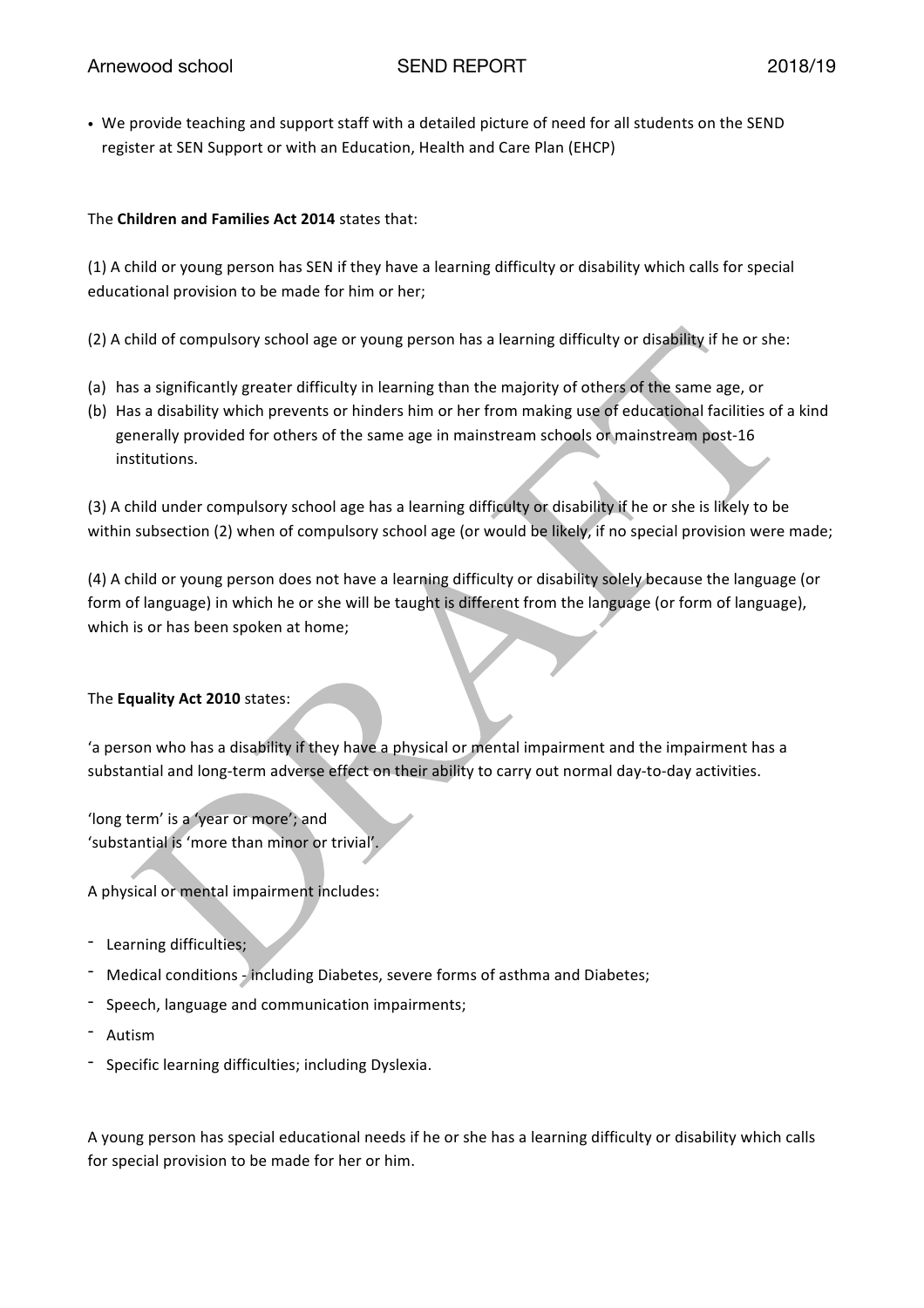- We provide teaching and support staff with a detailed picture of need for all students on the SEND register at SEN Support or with an Education, Health and Care Plan (EHCP)

The **Children and Families Act 2014** states that:

(1) A child or young person has SEN if they have a learning difficulty or disability which calls for special educational provision to be made for him or her;

(2) A child of compulsory school age or young person has a learning difficulty or disability if he or she:

(a) has a significantly greater difficulty in learning than the majority of others of the same age, or
(b) Has a disability which prevents or hinders him or her from making use of educational facilities of a kind generally provided for others of the same age in mainstream schools or mainstream post-16 institutions.

(3) A child under compulsory school age has a learning difficulty or disability if he or she is likely to be within subsection (2) when of compulsory school age (or would be likely, if no special provision were made;

(4) A child or young person does not have a learning difficulty or disability solely because the language (or form of language) in which he or she will be taught is different from the language (or form of language), which is or has been spoken at home;

The **Equality Act 2010** states:

'a person who has a disability if they have a physical or mental impairment and the impairment has a substantial and long-term adverse effect on their ability to carry out normal day-to-day activities.

'long term' is a 'year or more'; and
'substantial is 'more than minor or trivial'.

A physical or mental impairment includes:

- Learning difficulties;
- Medical conditions - including Diabetes, severe forms of asthma and Diabetes;
- Speech, language and communication impairments;
- Autism
- Specific learning difficulties; including Dyslexia.

A young person has special educational needs if he or she has a learning difficulty or disability which calls for special provision to be made for her or him.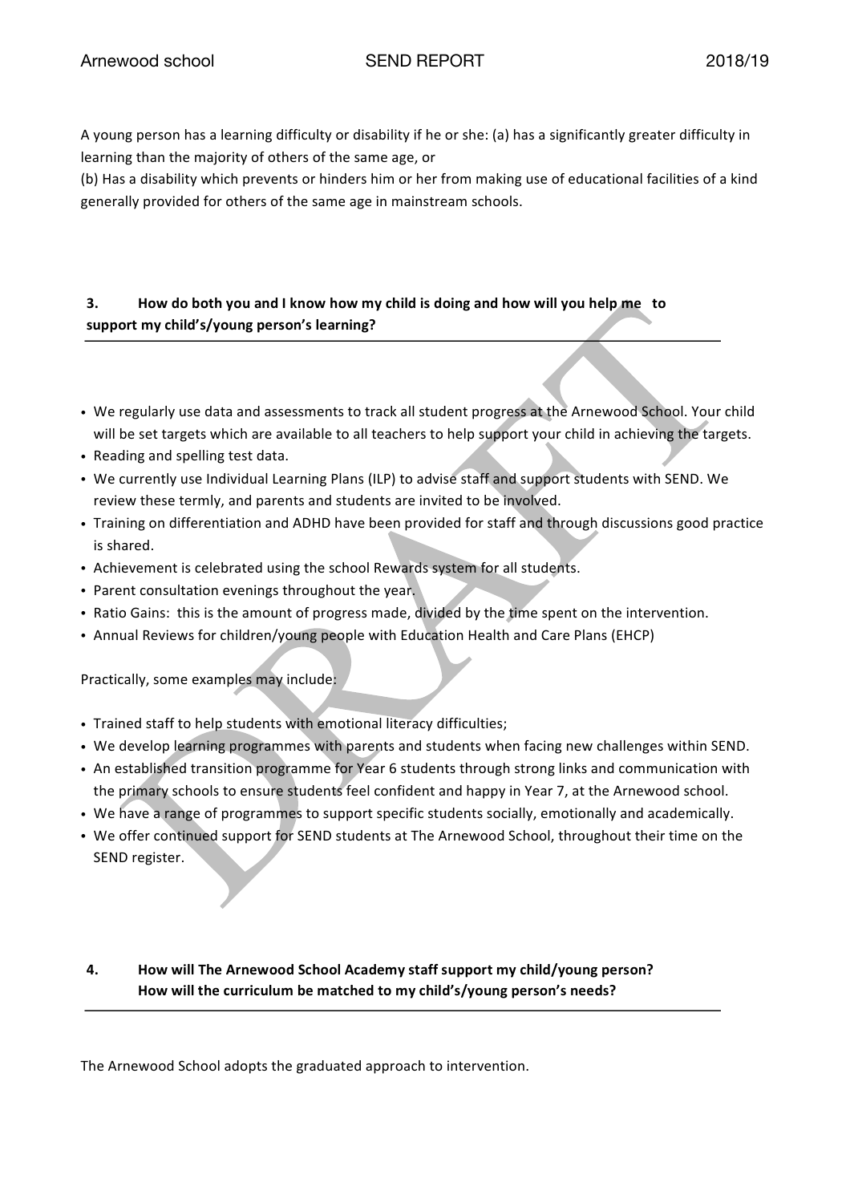A young person has a learning difficulty or disability if he or she: (a) has a significantly greater difficulty in learning than the majority of others of the same age, or

(b) Has a disability which prevents or hinders him or her from making use of educational facilities of a kind generally provided for others of the same age in mainstream schools.

## 3. How do both you and I know how my child is doing and how will you help me to support my child's/young person's learning?

- We regularly use data and assessments to track all student progress at the Arnewood School. Your child will be set targets which are available to all teachers to help support your child in achieving the targets.
- Reading and spelling test data.
- We currently use Individual Learning Plans (ILP) to advise staff and support students with SEND. We review these termly, and parents and students are invited to be involved.
- Training on differentiation and ADHD have been provided for staff and through discussions good practice is shared.
- Achievement is celebrated using the school Rewards system for all students.
- Parent consultation evenings throughout the year.
- Ratio Gains: this is the amount of progress made, divided by the time spent on the intervention.
- Annual Reviews for children/young people with Education Health and Care Plans (EHCP)

Practically, some examples may include:

- Trained staff to help students with emotional literacy difficulties;
- We develop learning programmes with parents and students when facing new challenges within SEND.
- An established transition programme for Year 6 students through strong links and communication with the primary schools to ensure students feel confident and happy in Year 7, at the Arnewood school.
- We have a range of programmes to support specific students socially, emotionally and academically.
- We offer continued support for SEND students at The Arnewood School, throughout their time on the SEND register.

## 4. How will The Arnewood School Academy staff support my child/young person? How will the curriculum be matched to my child's/young person's needs?

The Arnewood School adopts the graduated approach to intervention.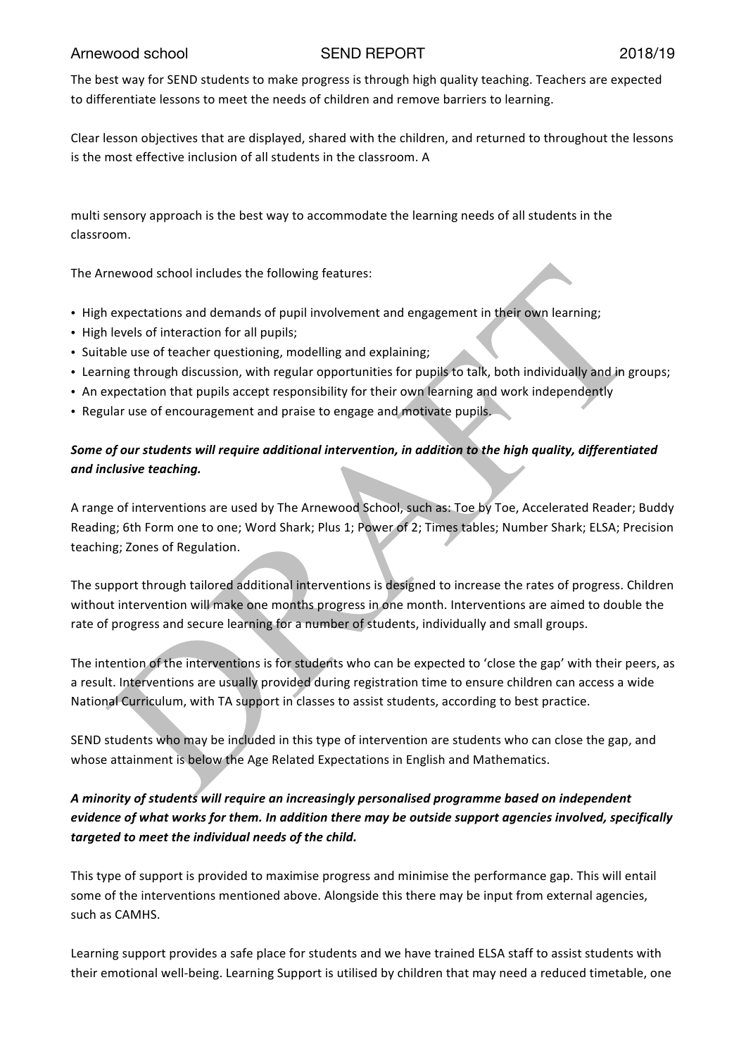The best way for SEND students to make progress is through high quality teaching. Teachers are expected to differentiate lessons to meet the needs of children and remove barriers to learning.

Clear lesson objectives that are displayed, shared with the children, and returned to throughout the lessons is the most effective inclusion of all students in the classroom. A

multi sensory approach is the best way to accommodate the learning needs of all students in the classroom.

The Arnewood school includes the following features:

- High expectations and demands of pupil involvement and engagement in their own learning;
- High levels of interaction for all pupils;
- Suitable use of teacher questioning, modelling and explaining;
- Learning through discussion, with regular opportunities for pupils to talk, both individually and in groups;
- An expectation that pupils accept responsibility for their own learning and work independently
- Regular use of encouragement and praise to engage and motivate pupils.

***Some of our students will require additional intervention, in addition to the high quality, differentiated and inclusive teaching.***

A range of interventions are used by The Arnewood School, such as: Toe by Toe, Accelerated Reader; Buddy Reading; 6th Form one to one; Word Shark; Plus 1; Power of 2; Times tables; Number Shark; ELSA; Precision teaching; Zones of Regulation.

The support through tailored additional interventions is designed to increase the rates of progress. Children without intervention will make one months progress in one month. Interventions are aimed to double the rate of progress and secure learning for a number of students, individually and small groups.

The intention of the interventions is for students who can be expected to 'close the gap' with their peers, as a result. Interventions are usually provided during registration time to ensure children can access a wide National Curriculum, with TA support in classes to assist students, according to best practice.

SEND students who may be included in this type of intervention are students who can close the gap, and whose attainment is below the Age Related Expectations in English and Mathematics.

***A minority of students will require an increasingly personalised programme based on independent evidence of what works for them. In addition there may be outside support agencies involved, specifically targeted to meet the individual needs of the child.***

This type of support is provided to maximise progress and minimise the performance gap. This will entail some of the interventions mentioned above. Alongside this there may be input from external agencies, such as CAMHS.

Learning support provides a safe place for students and we have trained ELSA staff to assist students with their emotional well-being. Learning Support is utilised by children that may need a reduced timetable, one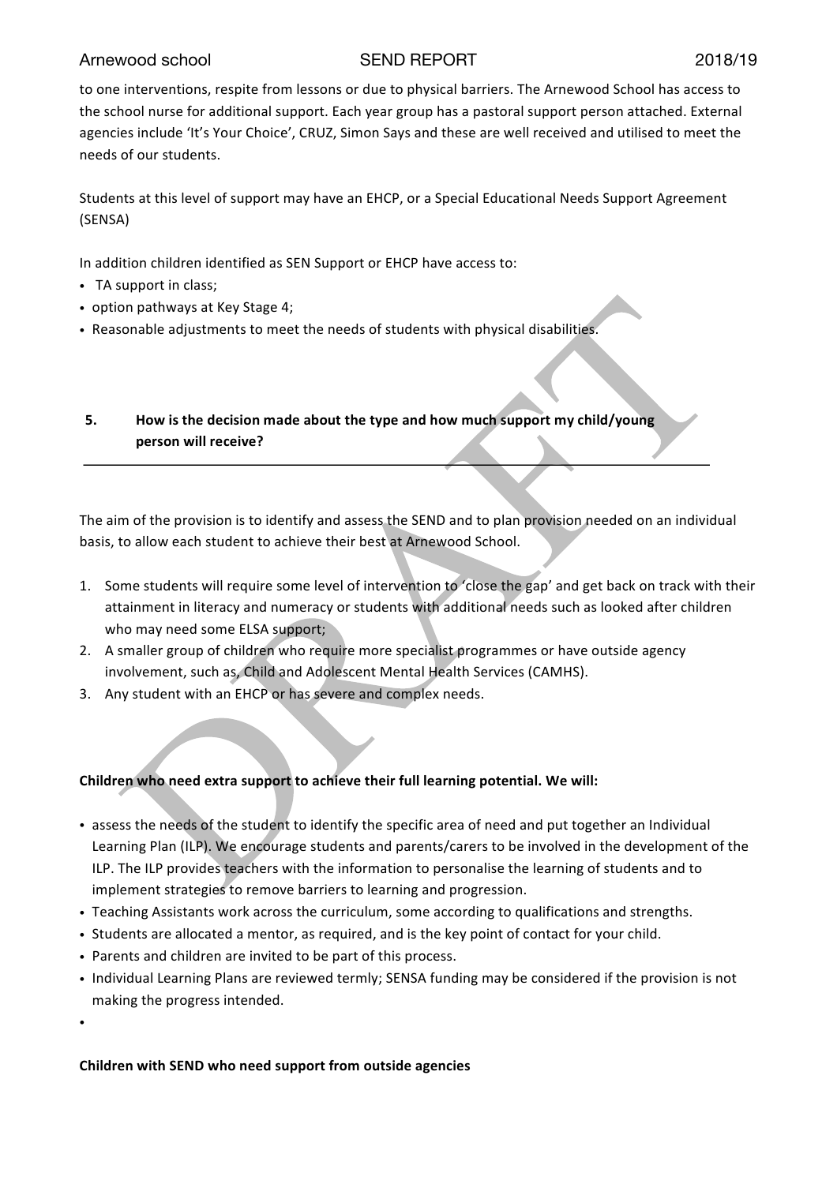to one interventions, respite from lessons or due to physical barriers. The Arnewood School has access to the school nurse for additional support. Each year group has a pastoral support person attached. External agencies include 'It's Your Choice', CRUZ, Simon Says and these are well received and utilised to meet the needs of our students.

Students at this level of support may have an EHCP, or a Special Educational Needs Support Agreement (SENSA)

In addition children identified as SEN Support or EHCP have access to:

- TA support in class;
- option pathways at Key Stage 4;
- Reasonable adjustments to meet the needs of students with physical disabilities.

## 5. How is the decision made about the type and how much support my child/young person will receive?

The aim of the provision is to identify and assess the SEND and to plan provision needed on an individual basis, to allow each student to achieve their best at Arnewood School.

1. Some students will require some level of intervention to 'close the gap' and get back on track with their attainment in literacy and numeracy or students with additional needs such as looked after children who may need some ELSA support;
2. A smaller group of children who require more specialist programmes or have outside agency involvement, such as, Child and Adolescent Mental Health Services (CAMHS).
3. Any student with an EHCP or has severe and complex needs.

**Children who need extra support to achieve their full learning potential. We will:**

- assess the needs of the student to identify the specific area of need and put together an Individual Learning Plan (ILP). We encourage students and parents/carers to be involved in the development of the ILP. The ILP provides teachers with the information to personalise the learning of students and to implement strategies to remove barriers to learning and progression.
- Teaching Assistants work across the curriculum, some according to qualifications and strengths.
- Students are allocated a mentor, as required, and is the key point of contact for your child.
- Parents and children are invited to be part of this process.
- Individual Learning Plans are reviewed termly; SENSA funding may be considered if the provision is not making the progress intended.
-

**Children with SEND who need support from outside agencies**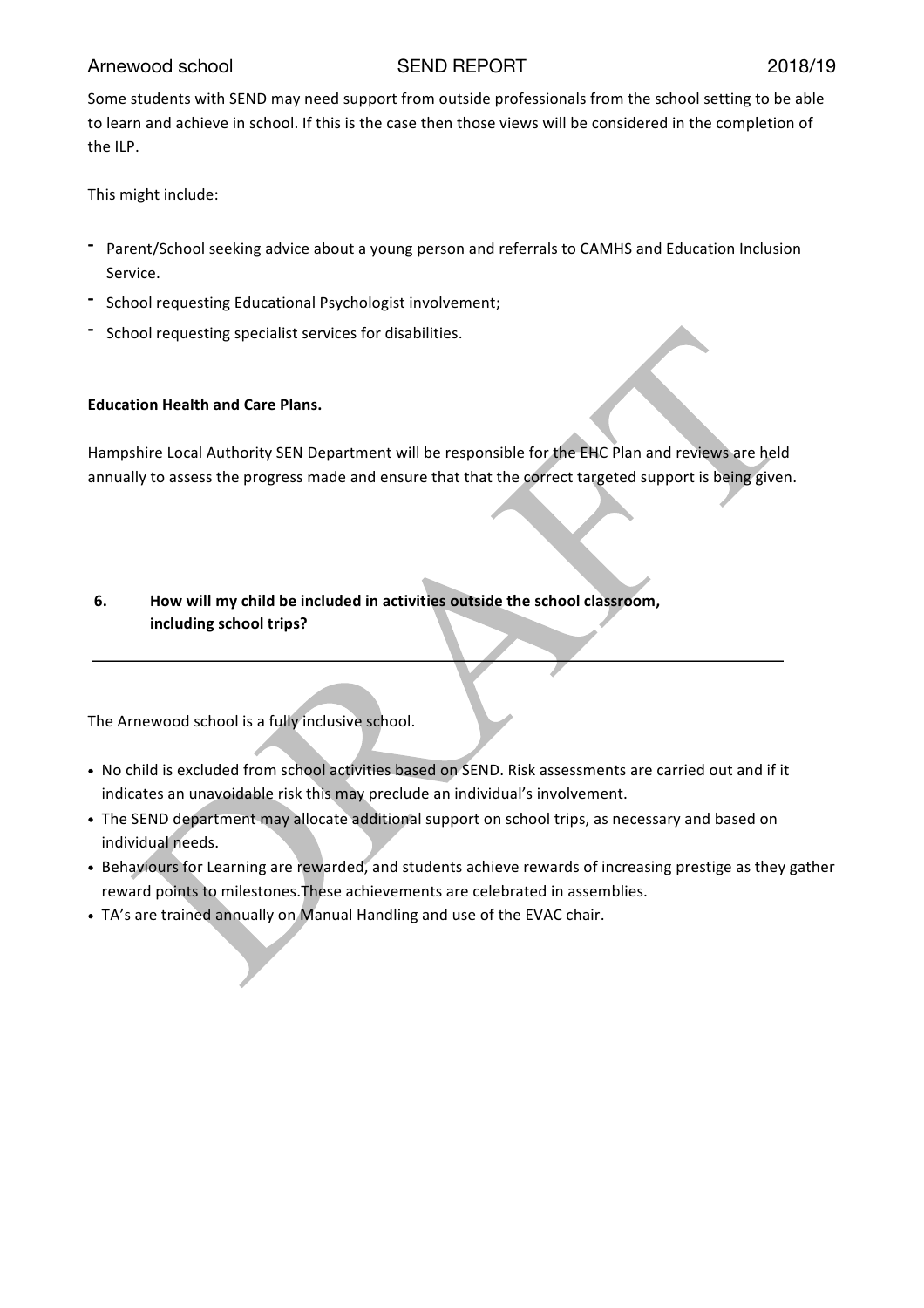Some students with SEND may need support from outside professionals from the school setting to be able to learn and achieve in school. If this is the case then those views will be considered in the completion of the ILP.

This might include:

- Parent/School seeking advice about a young person and referrals to CAMHS and Education Inclusion Service.
- School requesting Educational Psychologist involvement;
- School requesting specialist services for disabilities.

**Education Health and Care Plans.**

Hampshire Local Authority SEN Department will be responsible for the EHC Plan and reviews are held annually to assess the progress made and ensure that that the correct targeted support is being given.

## 6. How will my child be included in activities outside the school classroom, including school trips?

The Arnewood school is a fully inclusive school.

- No child is excluded from school activities based on SEND. Risk assessments are carried out and if it indicates an unavoidable risk this may preclude an individual's involvement.
- The SEND department may allocate additional support on school trips, as necessary and based on individual needs.
- Behaviours for Learning are rewarded, and students achieve rewards of increasing prestige as they gather reward points to milestones.These achievements are celebrated in assemblies.
- TA's are trained annually on Manual Handling and use of the EVAC chair.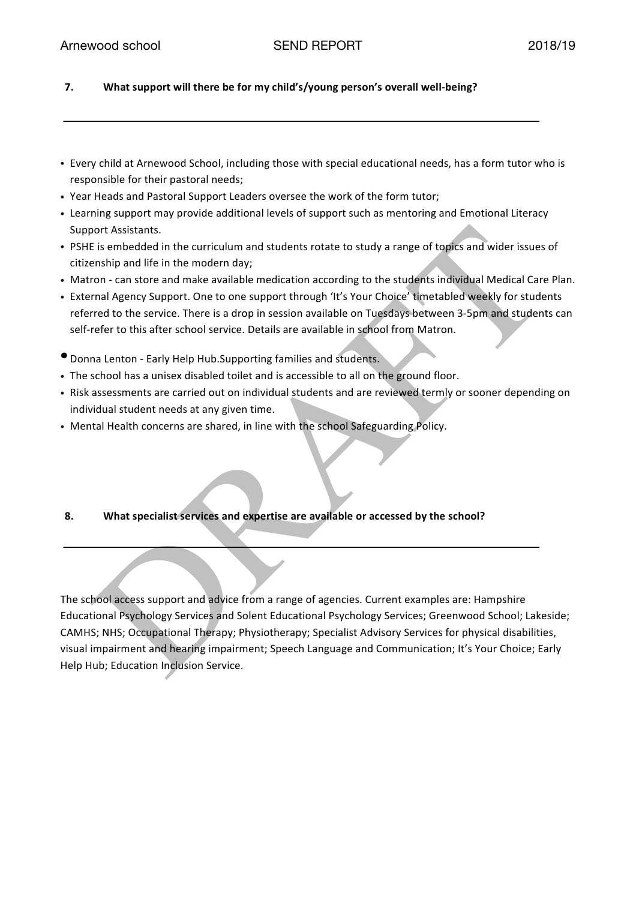## 7. What support will there be for my child's/young person's overall well-being?

- Every child at Arnewood School, including those with special educational needs, has a form tutor who is responsible for their pastoral needs;
- Year Heads and Pastoral Support Leaders oversee the work of the form tutor;
- Learning support may provide additional levels of support such as mentoring and Emotional Literacy Support Assistants.
- PSHE is embedded in the curriculum and students rotate to study a range of topics and wider issues of citizenship and life in the modern day;
- Matron - can store and make available medication according to the students individual Medical Care Plan.
- External Agency Support. One to one support through 'It's Your Choice' timetabled weekly for students referred to the service. There is a drop in session available on Tuesdays between 3-5pm and students can self-refer to this after school service. Details are available in school from Matron.
- Donna Lenton - Early Help Hub.Supporting families and students.
- The school has a unisex disabled toilet and is accessible to all on the ground floor.
- Risk assessments are carried out on individual students and are reviewed termly or sooner depending on individual student needs at any given time.
- Mental Health concerns are shared, in line with the school Safeguarding Policy.

## 8. What specialist services and expertise are available or accessed by the school?

The school access support and advice from a range of agencies. Current examples are: Hampshire Educational Psychology Services and Solent Educational Psychology Services; Greenwood School; Lakeside; CAMHS; NHS; Occupational Therapy; Physiotherapy; Specialist Advisory Services for physical disabilities, visual impairment and hearing impairment; Speech Language and Communication; It's Your Choice; Early Help Hub; Education Inclusion Service.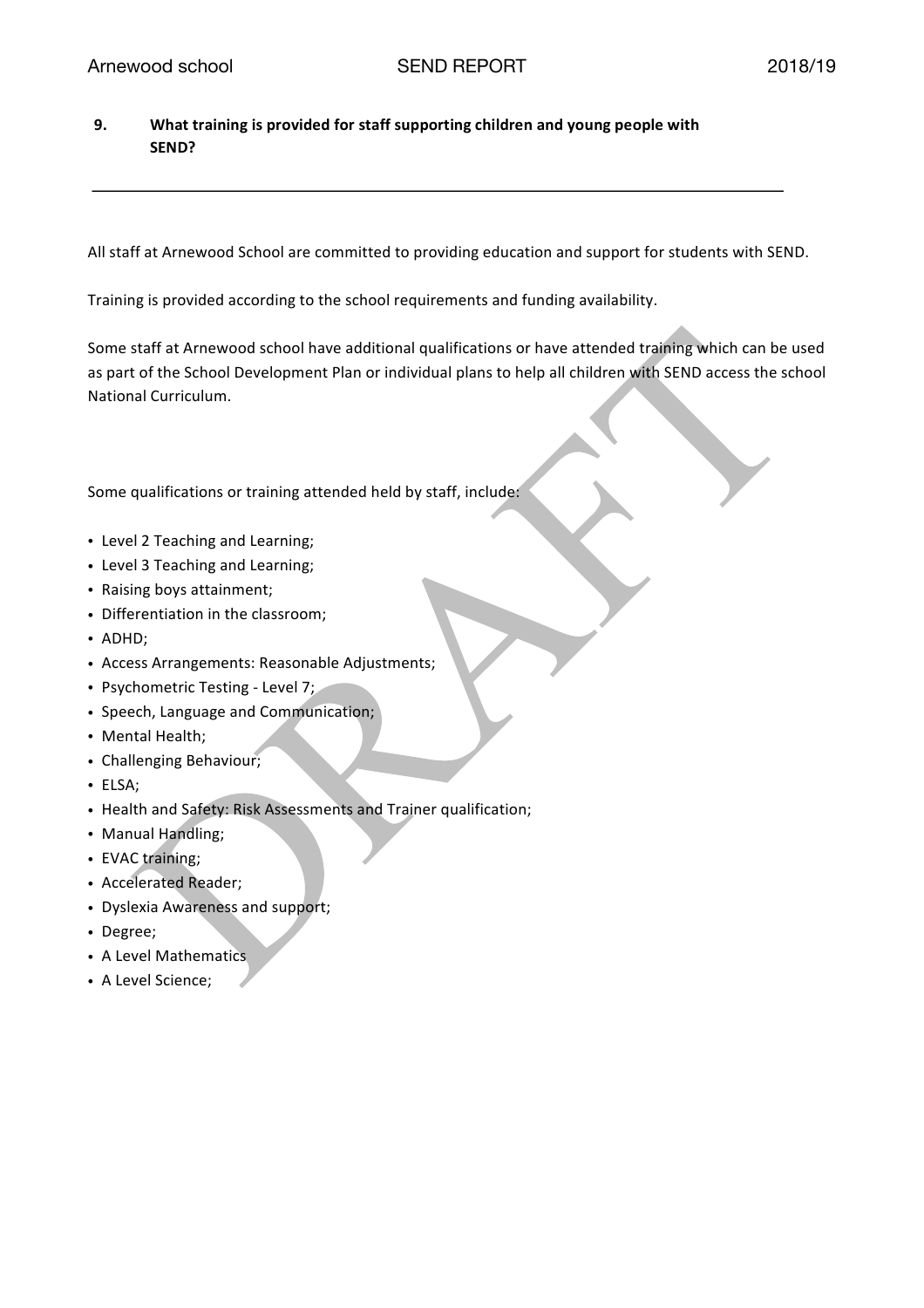## 9. What training is provided for staff supporting children and young people with SEND?

All staff at Arnewood School are committed to providing education and support for students with SEND.

Training is provided according to the school requirements and funding availability.

Some staff at Arnewood school have additional qualifications or have attended training which can be used as part of the School Development Plan or individual plans to help all children with SEND access the school National Curriculum.

Some qualifications or training attended held by staff, include:

- Level 2 Teaching and Learning;
- Level 3 Teaching and Learning;
- Raising boys attainment;
- Differentiation in the classroom;
- ADHD;
- Access Arrangements: Reasonable Adjustments;
- Psychometric Testing - Level 7;
- Speech, Language and Communication;
- Mental Health;
- Challenging Behaviour;
- ELSA;
- Health and Safety: Risk Assessments and Trainer qualification;
- Manual Handling;
- EVAC training;
- Accelerated Reader;
- Dyslexia Awareness and support;
- Degree;
- A Level Mathematics
- A Level Science;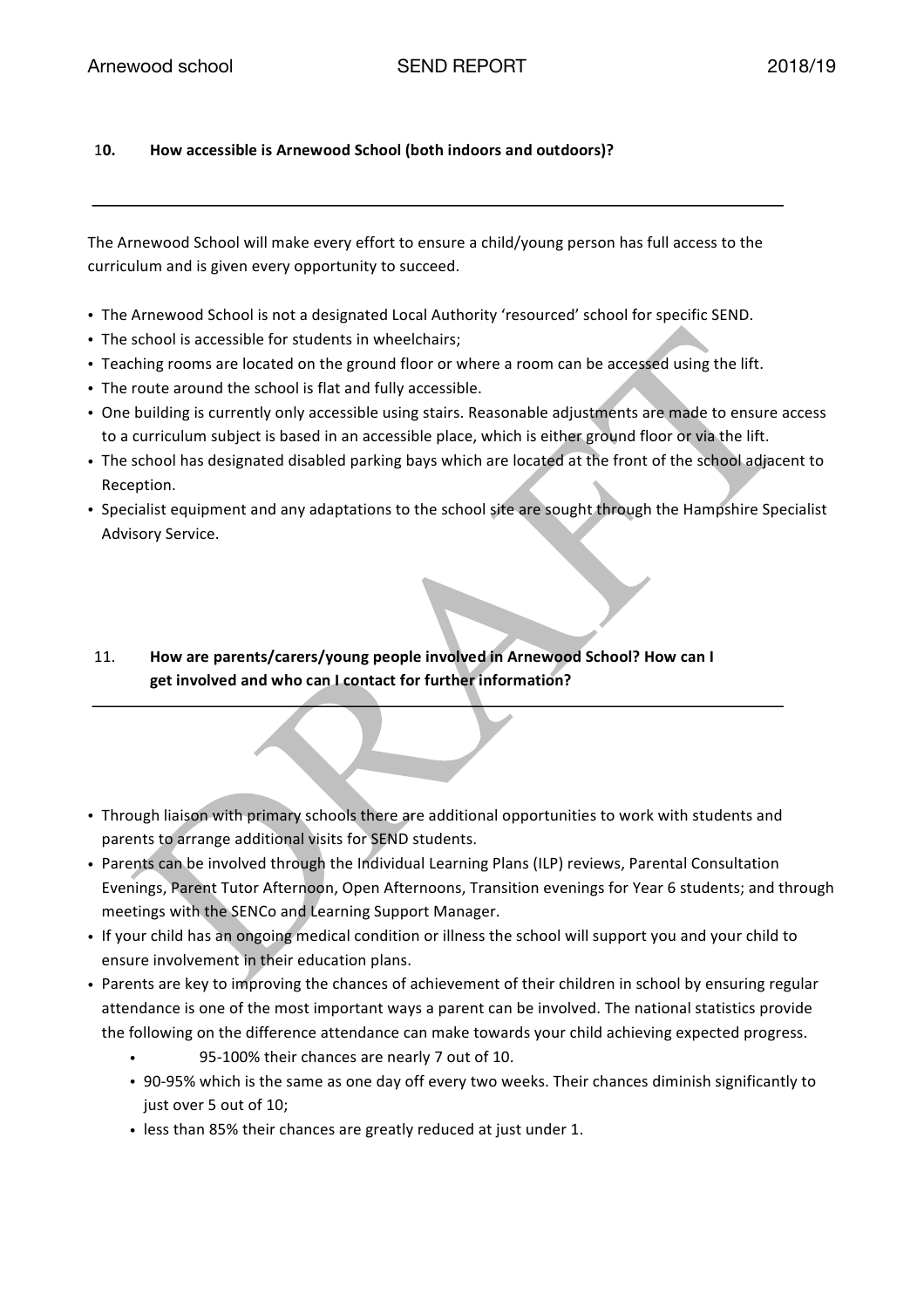## 10. How accessible is Arnewood School (both indoors and outdoors)?

The Arnewood School will make every effort to ensure a child/young person has full access to the curriculum and is given every opportunity to succeed.

- The Arnewood School is not a designated Local Authority 'resourced' school for specific SEND.
- The school is accessible for students in wheelchairs;
- Teaching rooms are located on the ground floor or where a room can be accessed using the lift.
- The route around the school is flat and fully accessible.
- One building is currently only accessible using stairs. Reasonable adjustments are made to ensure access to a curriculum subject is based in an accessible place, which is either ground floor or via the lift.
- The school has designated disabled parking bays which are located at the front of the school adjacent to Reception.
- Specialist equipment and any adaptations to the school site are sought through the Hampshire Specialist Advisory Service.

## 11. How are parents/carers/young people involved in Arnewood School? How can I get involved and who can I contact for further information?

- Through liaison with primary schools there are additional opportunities to work with students and parents to arrange additional visits for SEND students.
- Parents can be involved through the Individual Learning Plans (ILP) reviews, Parental Consultation Evenings, Parent Tutor Afternoon, Open Afternoons, Transition evenings for Year 6 students; and through meetings with the SENCo and Learning Support Manager.
- If your child has an ongoing medical condition or illness the school will support you and your child to ensure involvement in their education plans.
- Parents are key to improving the chances of achievement of their children in school by ensuring regular attendance is one of the most important ways a parent can be involved. The national statistics provide the following on the difference attendance can make towards your child achieving expected progress.
  - 95-100% their chances are nearly 7 out of 10.
  - 90-95% which is the same as one day off every two weeks. Their chances diminish significantly to just over 5 out of 10;
  - less than 85% their chances are greatly reduced at just under 1.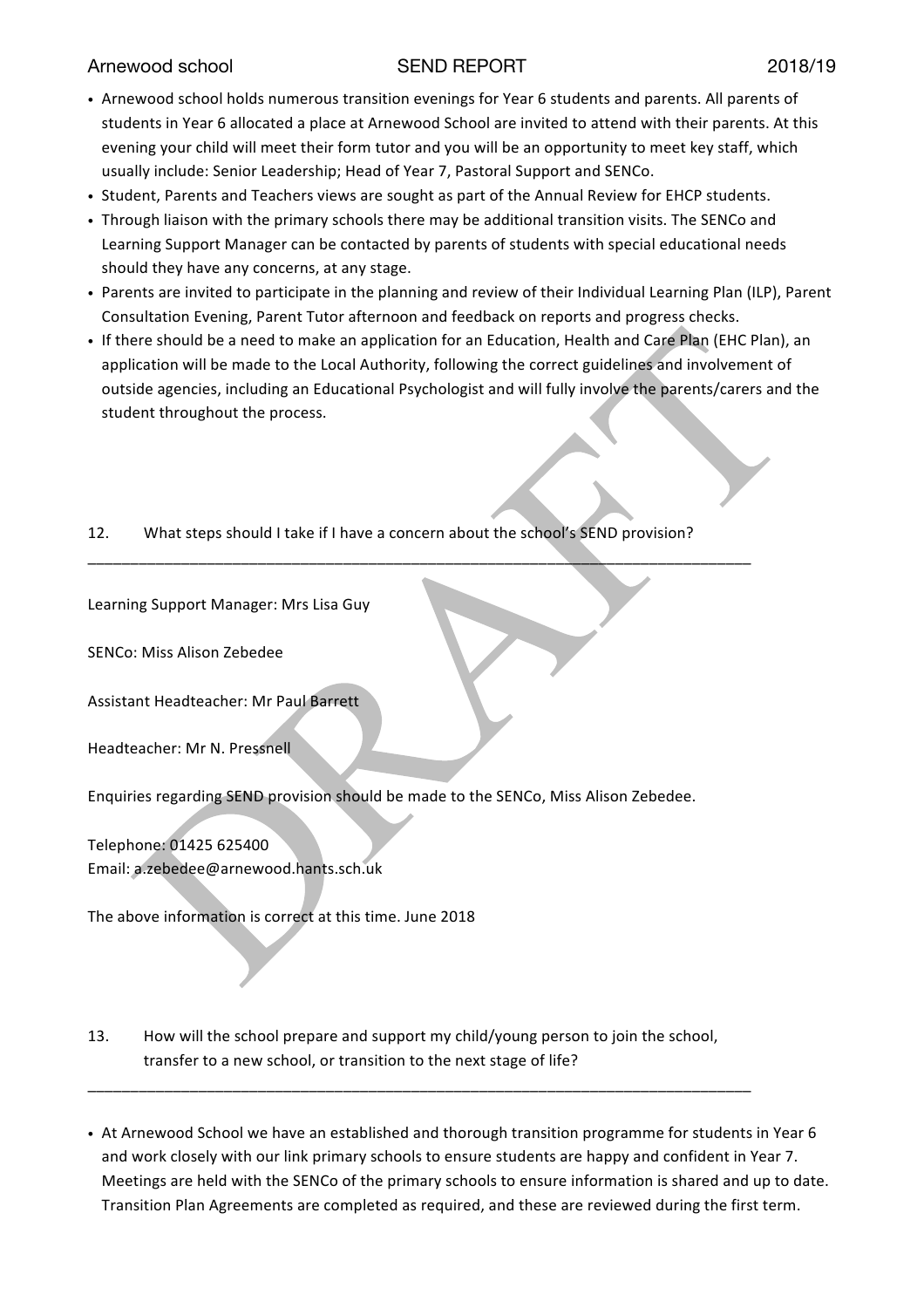- Arnewood school holds numerous transition evenings for Year 6 students and parents. All parents of students in Year 6 allocated a place at Arnewood School are invited to attend with their parents. At this evening your child will meet their form tutor and you will be an opportunity to meet key staff, which usually include: Senior Leadership; Head of Year 7, Pastoral Support and SENCo.
- Student, Parents and Teachers views are sought as part of the Annual Review for EHCP students.
- Through liaison with the primary schools there may be additional transition visits. The SENCo and Learning Support Manager can be contacted by parents of students with special educational needs should they have any concerns, at any stage.
- Parents are invited to participate in the planning and review of their Individual Learning Plan (ILP), Parent Consultation Evening, Parent Tutor afternoon and feedback on reports and progress checks.
- If there should be a need to make an application for an Education, Health and Care Plan (EHC Plan), an application will be made to the Local Authority, following the correct guidelines and involvement of outside agencies, including an Educational Psychologist and will fully involve the parents/carers and the student throughout the process.

## 12. What steps should I take if I have a concern about the school's SEND provision?

---

Learning Support Manager: Mrs Lisa Guy

SENCo: Miss Alison Zebedee

Assistant Headteacher: Mr Paul Barrett

Headteacher: Mr N. Pressnell

Enquiries regarding SEND provision should be made to the SENCo, Miss Alison Zebedee.

Telephone: 01425 625400
Email: a.zebedee@arnewood.hants.sch.uk

The above information is correct at this time. June 2018

## 13. How will the school prepare and support my child/young person to join the school, transfer to a new school, or transition to the next stage of life?

---

- At Arnewood School we have an established and thorough transition programme for students in Year 6 and work closely with our link primary schools to ensure students are happy and confident in Year 7. Meetings are held with the SENCo of the primary schools to ensure information is shared and up to date. Transition Plan Agreements are completed as required, and these are reviewed during the first term.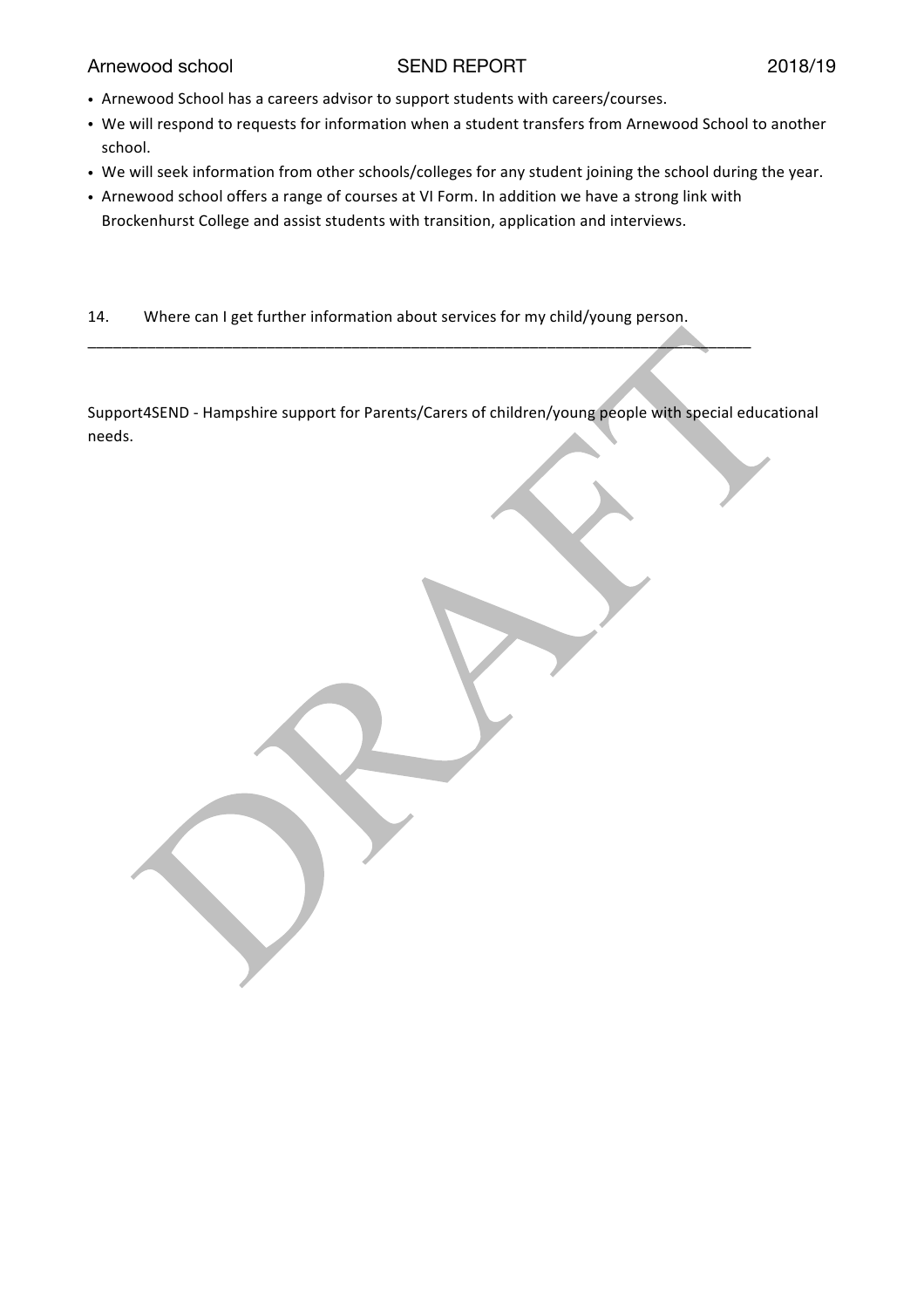- Arnewood School has a careers advisor to support students with careers/courses.
- We will respond to requests for information when a student transfers from Arnewood School to another school.
- We will seek information from other schools/colleges for any student joining the school during the year.
- Arnewood school offers a range of courses at VI Form. In addition we have a strong link with Brockenhurst College and assist students with transition, application and interviews.

14. Where can I get further information about services for my child/young person.

---

Support4SEND - Hampshire support for Parents/Carers of children/young people with special educational needs.